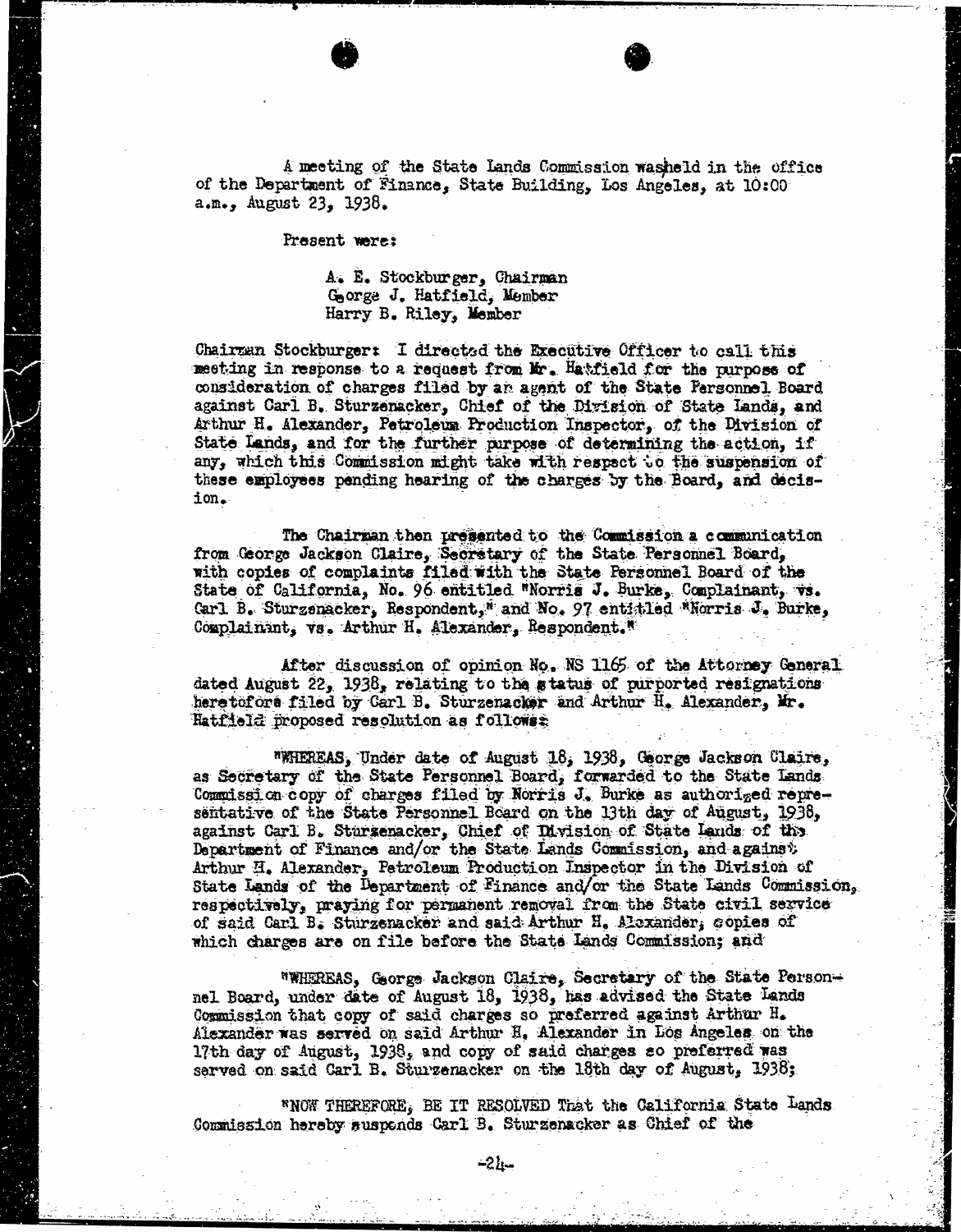A meeting of the State Lands Commission was held in the office of the Department of Finance, State Building, Los Angeles, at 10:00 a.m., August 23, 1938.

Present were:

A. E. Stockburger, Chairman
George J. Hatfield, Member
Harry B. Riley, Member

Chairman Stockburger: I directed the Executive Officer to call this meeting in response to a request from Mr. Hatfield for the purpose of consideration of charges filed by an agent of the State Personnel Board against Carl B. Sturzenacker, Chief of the Division of State Lands, and Arthur H. Alexander, Petroleum Production Inspector, of the Division of State Lands, and for the further purpose of determining the action, if any, which this Commission might take with respect to the suspension of these employees pending hearing of the charges by the Board, and decision.

The Chairman then presented to the Commission a communication from George Jackson Claire, Secretary of the State Personnel Board, with copies of complaints filed with the State Personnel Board of the State of California, No. 96 entitled "Norris J. Burke, Complainant, vs. Carl B. Sturzenacker, Respondent," and No. 97 entitled "Norris J. Burke, Complainant, vs. Arthur H. Alexander, Respondent."

After discussion of opinion No. NS 1165 of the Attorney General dated August 22, 1938, relating to the status of purported resignations heretofore filed by Carl B. Sturzenacker and Arthur H. Alexander, Mr. Hatfield proposed resolution as follows:

"WHEREAS, Under date of August 18, 1938, George Jackson Claire, as Secretary of the State Personnel Board, forwarded to the State Lands Commission copy of charges filed by Norris J. Burke as authorized representative of the State Personnel Board on the 13th day of August, 1938, against Carl B. Sturzenacker, Chief of Division of State Lands of the Department of Finance and/or the State Lands Commission, and against Arthur H. Alexander, Petroleum Production Inspector in the Division of State Lands of the Department of Finance and/or the State Lands Commission, respectively, praying for permanent removal from the State civil service of said Carl B. Sturzenacker and said Arthur H. Alexander, copies of which charges are on file before the State Lands Commission; and

"WHEREAS, George Jackson Claire, Secretary of the State Personnel Board, under date of August 18, 1938, has advised the State Lands Commission that copy of said charges so preferred against Arthur H. Alexander was served on said Arthur H. Alexander in Los Angeles on the 17th day of August, 1938, and copy of said charges so preferred was served on said Carl B. Sturzenacker on the 18th day of August, 1938;

"NOW THEREFORE, BE IT RESOLVED That the California State Lands Commission hereby suspends Carl B. Sturzenacker as Chief of the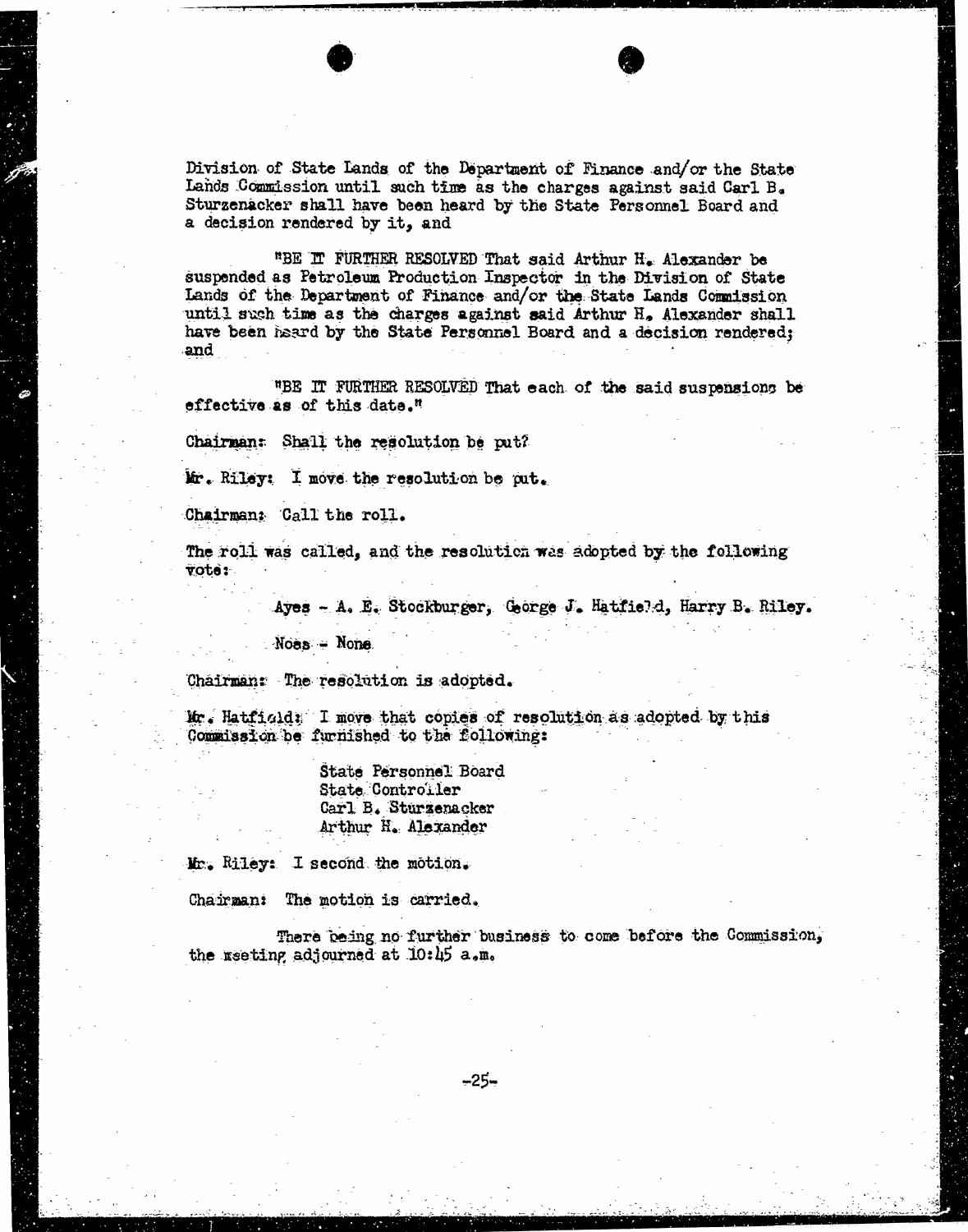Division of State Lands of the Department of Finance and/or the State Lands Commission until such time as the charges against said Carl B. Sturzenacker shall have been heard by the State Personnel Board and a decision rendered by it, and

"BE IT FURTHER RESOLVED That said Arthur H. Alexander be suspended as Petroleum Production Inspector in the Division of State Lands of the Department of Finance and/or the State Lands Commission until such time as the charges against said Arthur H. Alexander shall have been heard by the State Personnel Board and a decision rendered; and

"BE IT FURTHER RESOLVED That each of the said suspensions be effective as of this date."

Chairman: Shall the resolution be put?

Mr. Riley: I move the resolution be put.

Chairman: Call the roll.

The roll was called, and the resolution was adopted by the following vote:

Ayes - A. E. Stockburger, George J. Hatfield, Harry B. Riley.

Noes - None

Chairman: The resolution is adopted.

Mr. Hatfield: I move that copies of resolution as adopted by this Commission be furnished to the following:

State Personnel Board
State Controller
Carl B. Sturzenacker
Arthur H. Alexander

Mr. Riley: I second the motion.

Chairman: The motion is carried.

There being no further business to come before the Commission, the meeting adjourned at 10:45 a.m.